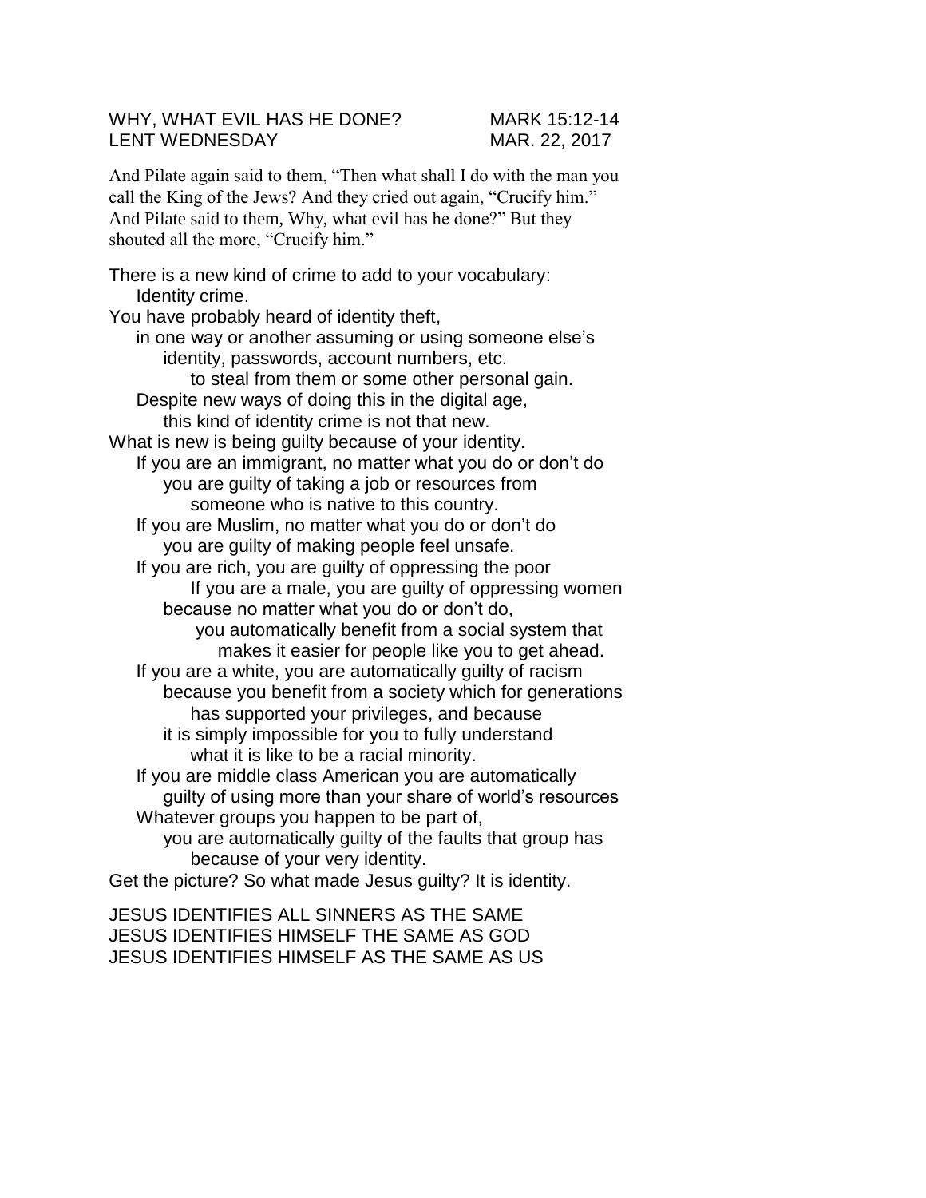WHY, WHAT EVIL HAS HE DONE? MARK 15:12-14
LENT WEDNESDAY MAR. 22, 2017

And Pilate again said to them, "Then what shall I do with the man you call the King of the Jews? And they cried out again, "Crucify him." And Pilate said to them, Why, what evil has he done?" But they shouted all the more, "Crucify him."

There is a new kind of crime to add to your vocabulary:
    Identity crime.
You have probably heard of identity theft,
    in one way or another assuming or using someone else's
        identity, passwords, account numbers, etc.
            to steal from them or some other personal gain.
    Despite new ways of doing this in the digital age,
        this kind of identity crime is not that new.
What is new is being guilty because of your identity.
    If you are an immigrant, no matter what you do or don't do
        you are guilty of taking a job or resources from
            someone who is native to this country.
    If you are Muslim, no matter what you do or don't do
        you are guilty of making people feel unsafe.
    If you are rich, you are guilty of oppressing the poor
            If you are a male, you are guilty of oppressing women
        because no matter what you do or don't do,
            you automatically benefit from a social system that
                makes it easier for people like you to get ahead.
    If you are a white, you are automatically guilty of racism
        because you benefit from a society which for generations
            has supported your privileges, and because
        it is simply impossible for you to fully understand
            what it is like to be a racial minority.
    If you are middle class American you are automatically
        guilty of using more than your share of world's resources
    Whatever groups you happen to be part of,
        you are automatically guilty of the faults that group has
            because of your very identity.
Get the picture? So what made Jesus guilty? It is identity.

JESUS IDENTIFIES ALL SINNERS AS THE SAME
JESUS IDENTIFIES HIMSELF THE SAME AS GOD
JESUS IDENTIFIES HIMSELF AS THE SAME AS US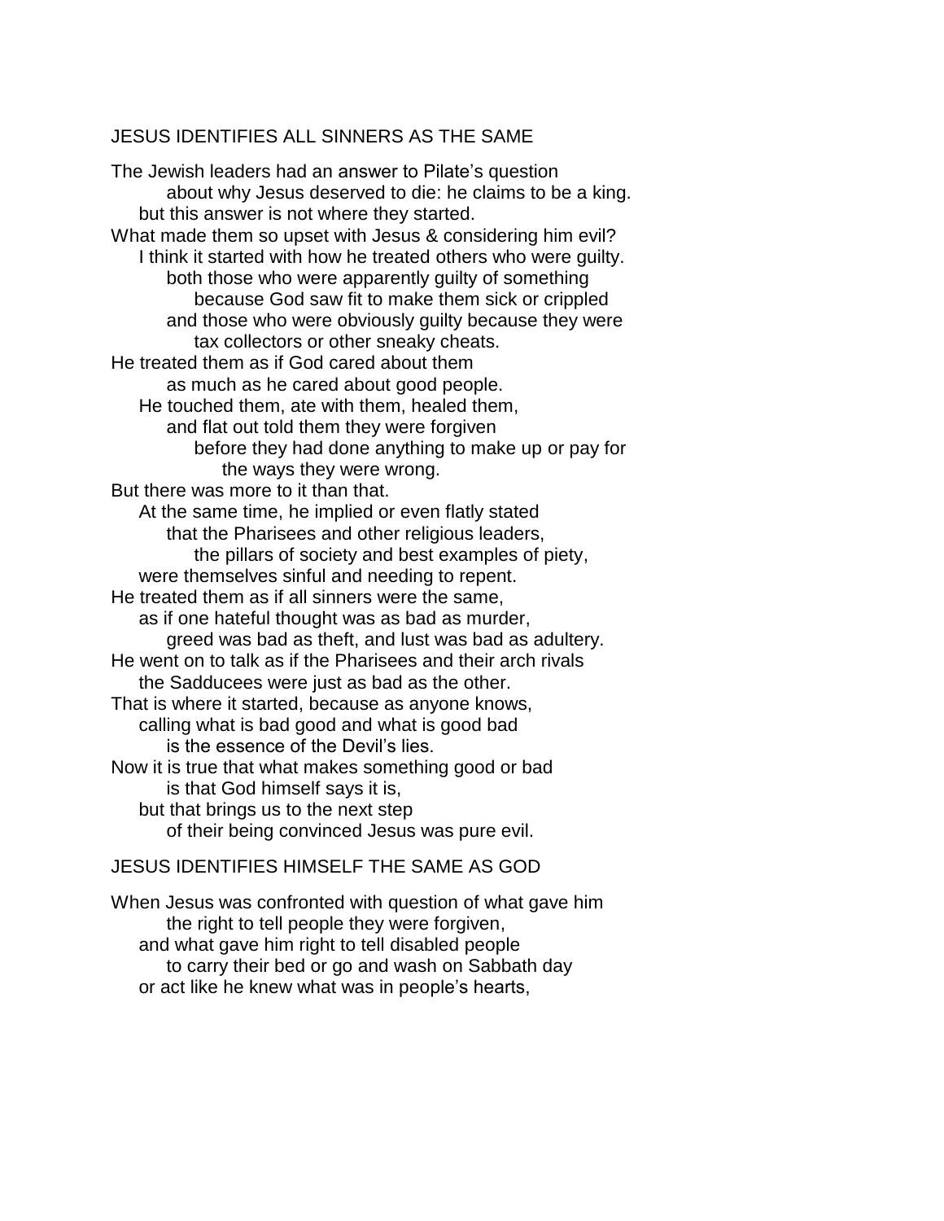## JESUS IDENTIFIES ALL SINNERS AS THE SAME

The Jewish leaders had an answer to Pilate's question
about why Jesus deserved to die: he claims to be a king.
but this answer is not where they started.
What made them so upset with Jesus & considering him evil?
I think it started with how he treated others who were guilty.
both those who were apparently guilty of something
because God saw fit to make them sick or crippled
and those who were obviously guilty because they were
tax collectors or other sneaky cheats.
He treated them as if God cared about them
as much as he cared about good people.
He touched them, ate with them, healed them,
and flat out told them they were forgiven
before they had done anything to make up or pay for
the ways they were wrong.
But there was more to it than that.
At the same time, he implied or even flatly stated
that the Pharisees and other religious leaders,
the pillars of society and best examples of piety,
were themselves sinful and needing to repent.
He treated them as if all sinners were the same,
as if one hateful thought was as bad as murder,
greed was bad as theft, and lust was bad as adultery.
He went on to talk as if the Pharisees and their arch rivals
the Sadducees were just as bad as the other.
That is where it started, because as anyone knows,
calling what is bad good and what is good bad
is the essence of the Devil's lies.
Now it is true that what makes something good or bad
is that God himself says it is,
but that brings us to the next step
of their being convinced Jesus was pure evil.

## JESUS IDENTIFIES HIMSELF THE SAME AS GOD

When Jesus was confronted with question of what gave him
the right to tell people they were forgiven,
and what gave him right to tell disabled people
to carry their bed or go and wash on Sabbath day
or act like he knew what was in people's hearts,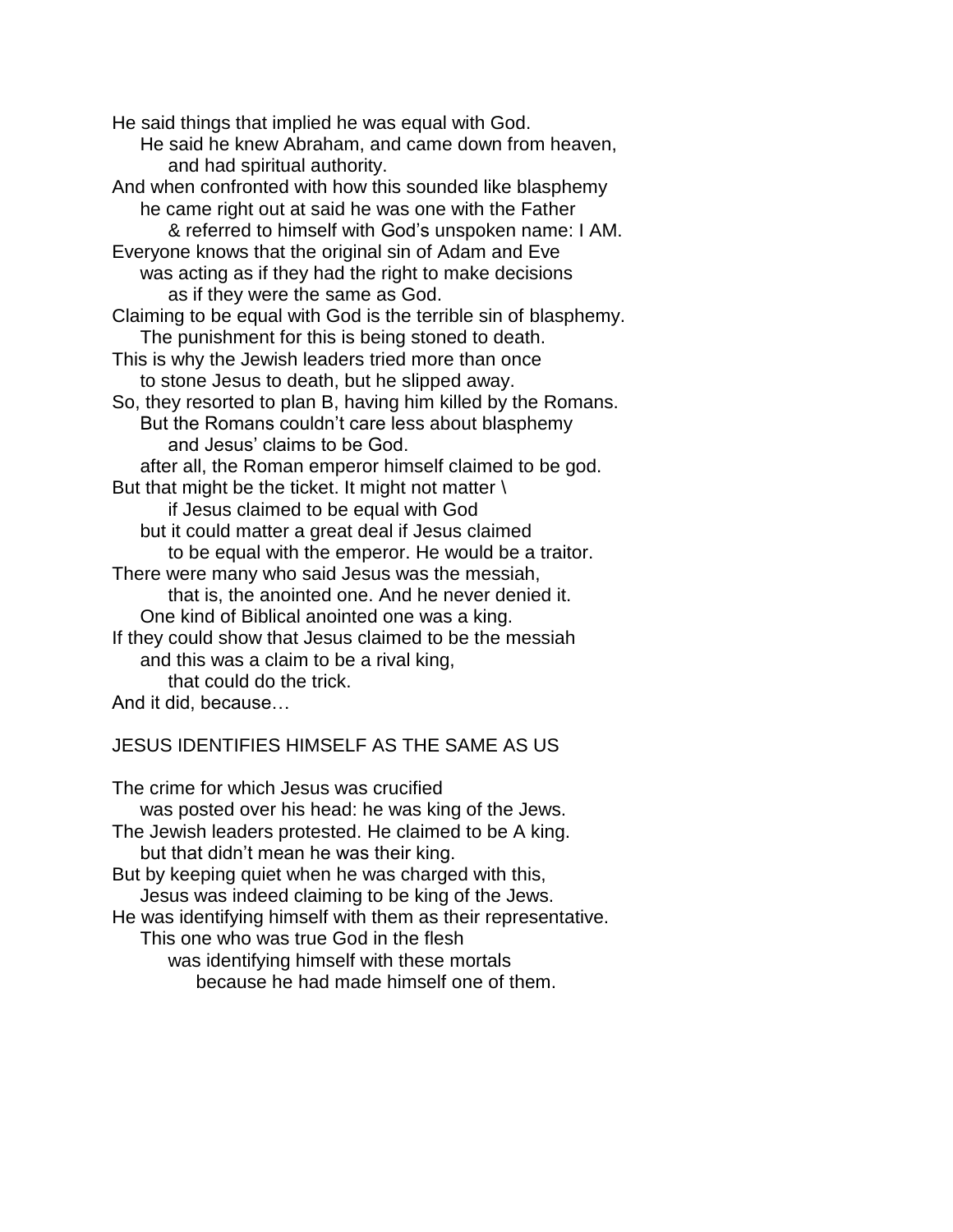He said things that implied he was equal with God.
He said he knew Abraham, and came down from heaven,
and had spiritual authority.
And when confronted with how this sounded like blasphemy
he came right out at said he was one with the Father
& referred to himself with God's unspoken name: I AM.
Everyone knows that the original sin of Adam and Eve
was acting as if they had the right to make decisions
as if they were the same as God.
Claiming to be equal with God is the terrible sin of blasphemy.
The punishment for this is being stoned to death.
This is why the Jewish leaders tried more than once
to stone Jesus to death, but he slipped away.
So, they resorted to plan B, having him killed by the Romans.
But the Romans couldn't care less about blasphemy
and Jesus' claims to be God.
after all, the Roman emperor himself claimed to be god.
But that might be the ticket. It might not matter \
if Jesus claimed to be equal with God
but it could matter a great deal if Jesus claimed
to be equal with the emperor. He would be a traitor.
There were many who said Jesus was the messiah,
that is, the anointed one. And he never denied it.
One kind of Biblical anointed one was a king.
If they could show that Jesus claimed to be the messiah
and this was a claim to be a rival king,
that could do the trick.
And it did, because…

JESUS IDENTIFIES HIMSELF AS THE SAME AS US

The crime for which Jesus was crucified
was posted over his head: he was king of the Jews.
The Jewish leaders protested. He claimed to be A king.
but that didn't mean he was their king.
But by keeping quiet when he was charged with this,
Jesus was indeed claiming to be king of the Jews.
He was identifying himself with them as their representative.
This one who was true God in the flesh
was identifying himself with these mortals
because he had made himself one of them.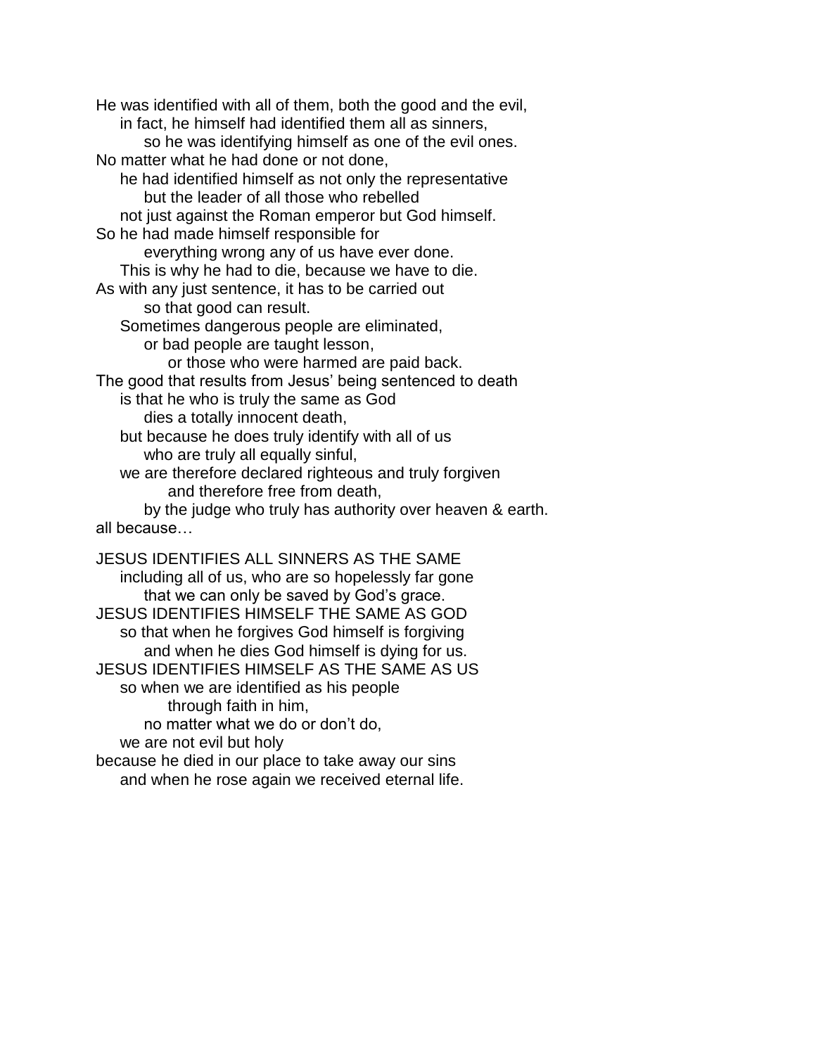He was identified with all of them, both the good and the evil,
    in fact, he himself had identified them all as sinners,
        so he was identifying himself as one of the evil ones.
No matter what he had done or not done,
    he had identified himself as not only the representative
        but the leader of all those who rebelled
    not just against the Roman emperor but God himself.
So he had made himself responsible for
        everything wrong any of us have ever done.
    This is why he had to die, because we have to die.
As with any just sentence, it has to be carried out
        so that good can result.
    Sometimes dangerous people are eliminated,
        or bad people are taught lesson,
            or those who were harmed are paid back.
The good that results from Jesus' being sentenced to death
    is that he who is truly the same as God
        dies a totally innocent death,
    but because he does truly identify with all of us
        who are truly all equally sinful,
    we are therefore declared righteous and truly forgiven
            and therefore free from death,
        by the judge who truly has authority over heaven & earth.
all because…

JESUS IDENTIFIES ALL SINNERS AS THE SAME
    including all of us, who are so hopelessly far gone
        that we can only be saved by God's grace.
JESUS IDENTIFIES HIMSELF THE SAME AS GOD
    so that when he forgives God himself is forgiving
        and when he dies God himself is dying for us.
JESUS IDENTIFIES HIMSELF AS THE SAME AS US
    so when we are identified as his people
            through faith in him,
        no matter what we do or don't do,
    we are not evil but holy
because he died in our place to take away our sins
    and when he rose again we received eternal life.